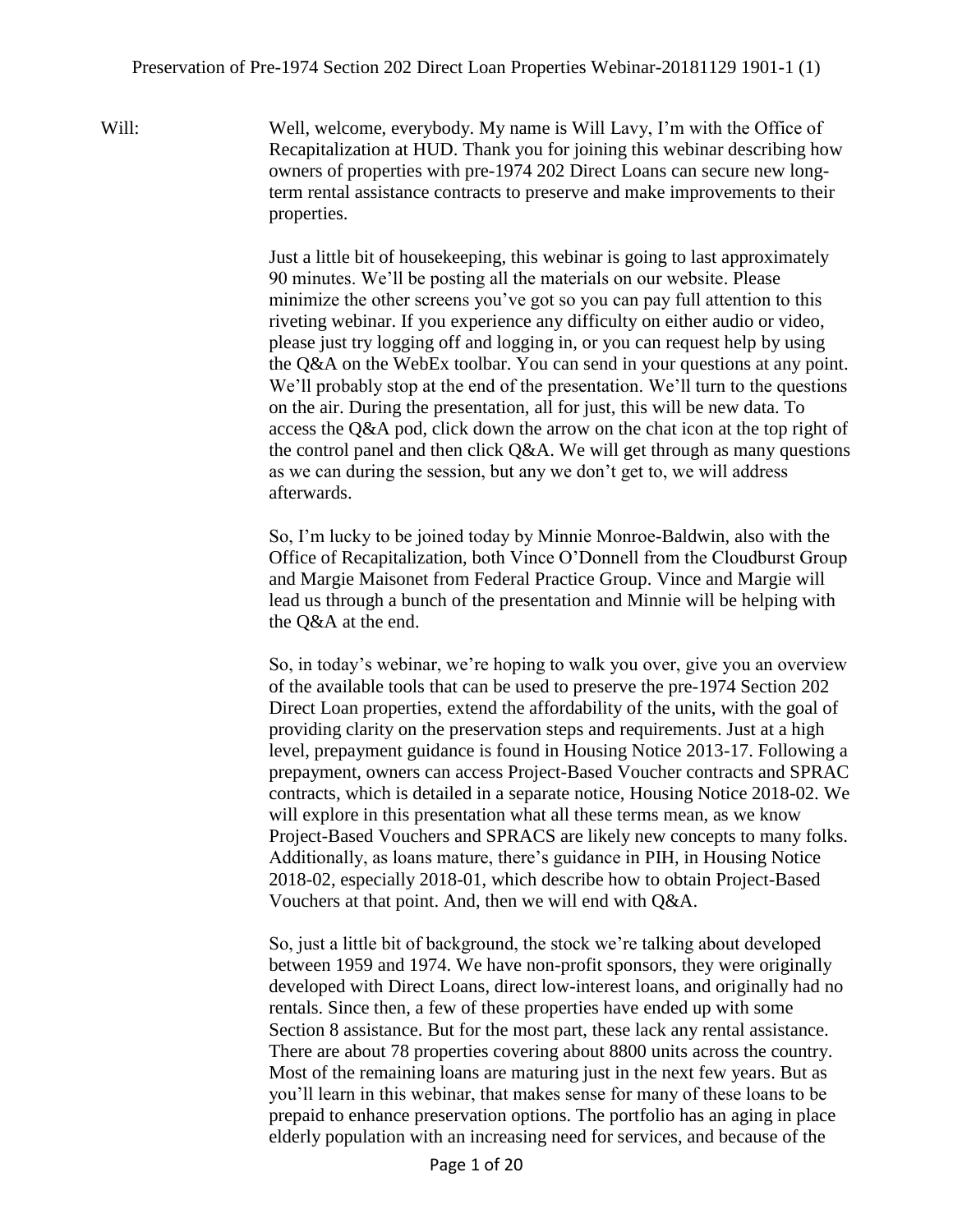Will: Well, welcome, everybody. My name is Will Lavy, I'm with the Office of Recapitalization at HUD. Thank you for joining this webinar describing how owners of properties with pre-1974 202 Direct Loans can secure new long-term rental assistance contracts to preserve and make improvements to their properties.

Just a little bit of housekeeping, this webinar is going to last approximately 90 minutes. We'll be posting all the materials on our website. Please minimize the other screens you've got so you can pay full attention to this riveting webinar. If you experience any difficulty on either audio or video, please just try logging off and logging in, or you can request help by using the Q&A on the WebEx toolbar. You can send in your questions at any point. We'll probably stop at the end of the presentation. We'll turn to the questions on the air. During the presentation, all for just, this will be new data. To access the Q&A pod, click down the arrow on the chat icon at the top right of the control panel and then click Q&A. We will get through as many questions as we can during the session, but any we don't get to, we will address afterwards.

So, I'm lucky to be joined today by Minnie Monroe-Baldwin, also with the Office of Recapitalization, both Vince O'Donnell from the Cloudburst Group and Margie Maisonet from Federal Practice Group. Vince and Margie will lead us through a bunch of the presentation and Minnie will be helping with the Q&A at the end.

So, in today's webinar, we're hoping to walk you over, give you an overview of the available tools that can be used to preserve the pre-1974 Section 202 Direct Loan properties, extend the affordability of the units, with the goal of providing clarity on the preservation steps and requirements. Just at a high level, prepayment guidance is found in Housing Notice 2013-17. Following a prepayment, owners can access Project-Based Voucher contracts and SPRAC contracts, which is detailed in a separate notice, Housing Notice 2018-02. We will explore in this presentation what all these terms mean, as we know Project-Based Vouchers and SPRACS are likely new concepts to many folks. Additionally, as loans mature, there's guidance in PIH, in Housing Notice 2018-02, especially 2018-01, which describe how to obtain Project-Based Vouchers at that point. And, then we will end with Q&A.

So, just a little bit of background, the stock we're talking about developed between 1959 and 1974. We have non-profit sponsors, they were originally developed with Direct Loans, direct low-interest loans, and originally had no rentals. Since then, a few of these properties have ended up with some Section 8 assistance. But for the most part, these lack any rental assistance. There are about 78 properties covering about 8800 units across the country. Most of the remaining loans are maturing just in the next few years. But as you'll learn in this webinar, that makes sense for many of these loans to be prepaid to enhance preservation options. The portfolio has an aging in place elderly population with an increasing need for services, and because of the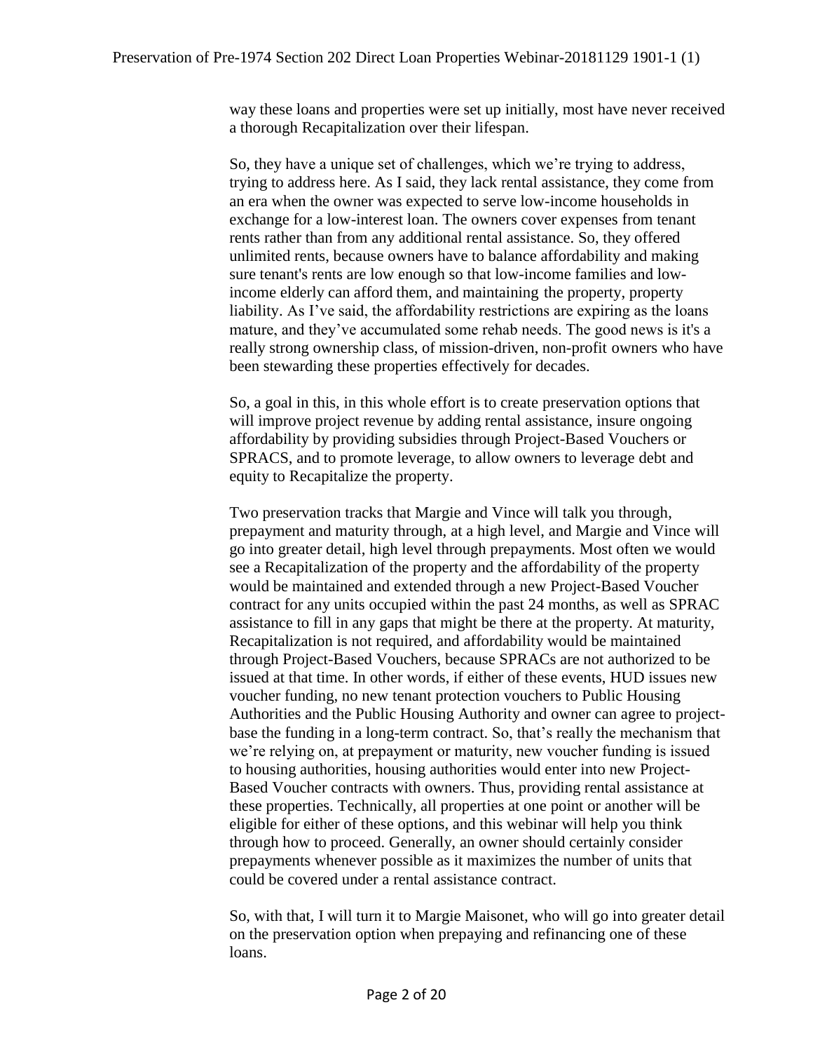way these loans and properties were set up initially, most have never received a thorough Recapitalization over their lifespan.

So, they have a unique set of challenges, which we're trying to address, trying to address here. As I said, they lack rental assistance, they come from an era when the owner was expected to serve low-income households in exchange for a low-interest loan. The owners cover expenses from tenant rents rather than from any additional rental assistance. So, they offered unlimited rents, because owners have to balance affordability and making sure tenant's rents are low enough so that low-income families and low-income elderly can afford them, and maintaining the property, property liability. As I've said, the affordability restrictions are expiring as the loans mature, and they've accumulated some rehab needs. The good news is it's a really strong ownership class, of mission-driven, non-profit owners who have been stewarding these properties effectively for decades.

So, a goal in this, in this whole effort is to create preservation options that will improve project revenue by adding rental assistance, insure ongoing affordability by providing subsidies through Project-Based Vouchers or SPRACS, and to promote leverage, to allow owners to leverage debt and equity to Recapitalize the property.

Two preservation tracks that Margie and Vince will talk you through, prepayment and maturity through, at a high level, and Margie and Vince will go into greater detail, high level through prepayments. Most often we would see a Recapitalization of the property and the affordability of the property would be maintained and extended through a new Project-Based Voucher contract for any units occupied within the past 24 months, as well as SPRAC assistance to fill in any gaps that might be there at the property. At maturity, Recapitalization is not required, and affordability would be maintained through Project-Based Vouchers, because SPRACs are not authorized to be issued at that time. In other words, if either of these events, HUD issues new voucher funding, no new tenant protection vouchers to Public Housing Authorities and the Public Housing Authority and owner can agree to project-base the funding in a long-term contract. So, that's really the mechanism that we're relying on, at prepayment or maturity, new voucher funding is issued to housing authorities, housing authorities would enter into new Project-Based Voucher contracts with owners. Thus, providing rental assistance at these properties. Technically, all properties at one point or another will be eligible for either of these options, and this webinar will help you think through how to proceed. Generally, an owner should certainly consider prepayments whenever possible as it maximizes the number of units that could be covered under a rental assistance contract.

So, with that, I will turn it to Margie Maisonet, who will go into greater detail on the preservation option when prepaying and refinancing one of these loans.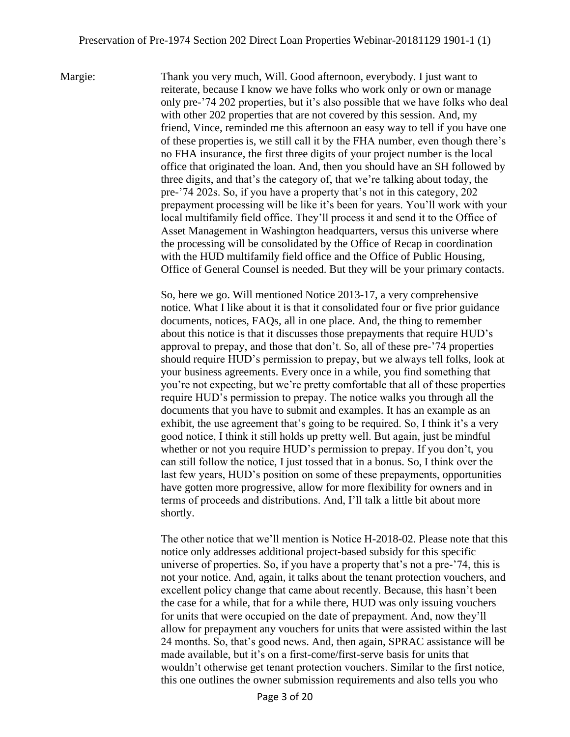Margie: Thank you very much, Will. Good afternoon, everybody. I just want to reiterate, because I know we have folks who work only or own or manage only pre-'74 202 properties, but it's also possible that we have folks who deal with other 202 properties that are not covered by this session. And, my friend, Vince, reminded me this afternoon an easy way to tell if you have one of these properties is, we still call it by the FHA number, even though there's no FHA insurance, the first three digits of your project number is the local office that originated the loan. And, then you should have an SH followed by three digits, and that's the category of, that we're talking about today, the pre-'74 202s. So, if you have a property that's not in this category, 202 prepayment processing will be like it's been for years. You'll work with your local multifamily field office. They'll process it and send it to the Office of Asset Management in Washington headquarters, versus this universe where the processing will be consolidated by the Office of Recap in coordination with the HUD multifamily field office and the Office of Public Housing, Office of General Counsel is needed. But they will be your primary contacts.

So, here we go. Will mentioned Notice 2013-17, a very comprehensive notice. What I like about it is that it consolidated four or five prior guidance documents, notices, FAQs, all in one place. And, the thing to remember about this notice is that it discusses those prepayments that require HUD's approval to prepay, and those that don't. So, all of these pre-'74 properties should require HUD's permission to prepay, but we always tell folks, look at your business agreements. Every once in a while, you find something that you're not expecting, but we're pretty comfortable that all of these properties require HUD's permission to prepay. The notice walks you through all the documents that you have to submit and examples. It has an example as an exhibit, the use agreement that's going to be required. So, I think it's a very good notice, I think it still holds up pretty well. But again, just be mindful whether or not you require HUD's permission to prepay. If you don't, you can still follow the notice, I just tossed that in a bonus. So, I think over the last few years, HUD's position on some of these prepayments, opportunities have gotten more progressive, allow for more flexibility for owners and in terms of proceeds and distributions. And, I'll talk a little bit about more shortly.

The other notice that we'll mention is Notice H-2018-02. Please note that this notice only addresses additional project-based subsidy for this specific universe of properties. So, if you have a property that's not a pre-'74, this is not your notice. And, again, it talks about the tenant protection vouchers, and excellent policy change that came about recently. Because, this hasn't been the case for a while, that for a while there, HUD was only issuing vouchers for units that were occupied on the date of prepayment. And, now they'll allow for prepayment any vouchers for units that were assisted within the last 24 months. So, that's good news. And, then again, SPRAC assistance will be made available, but it's on a first-come/first-serve basis for units that wouldn't otherwise get tenant protection vouchers. Similar to the first notice, this one outlines the owner submission requirements and also tells you who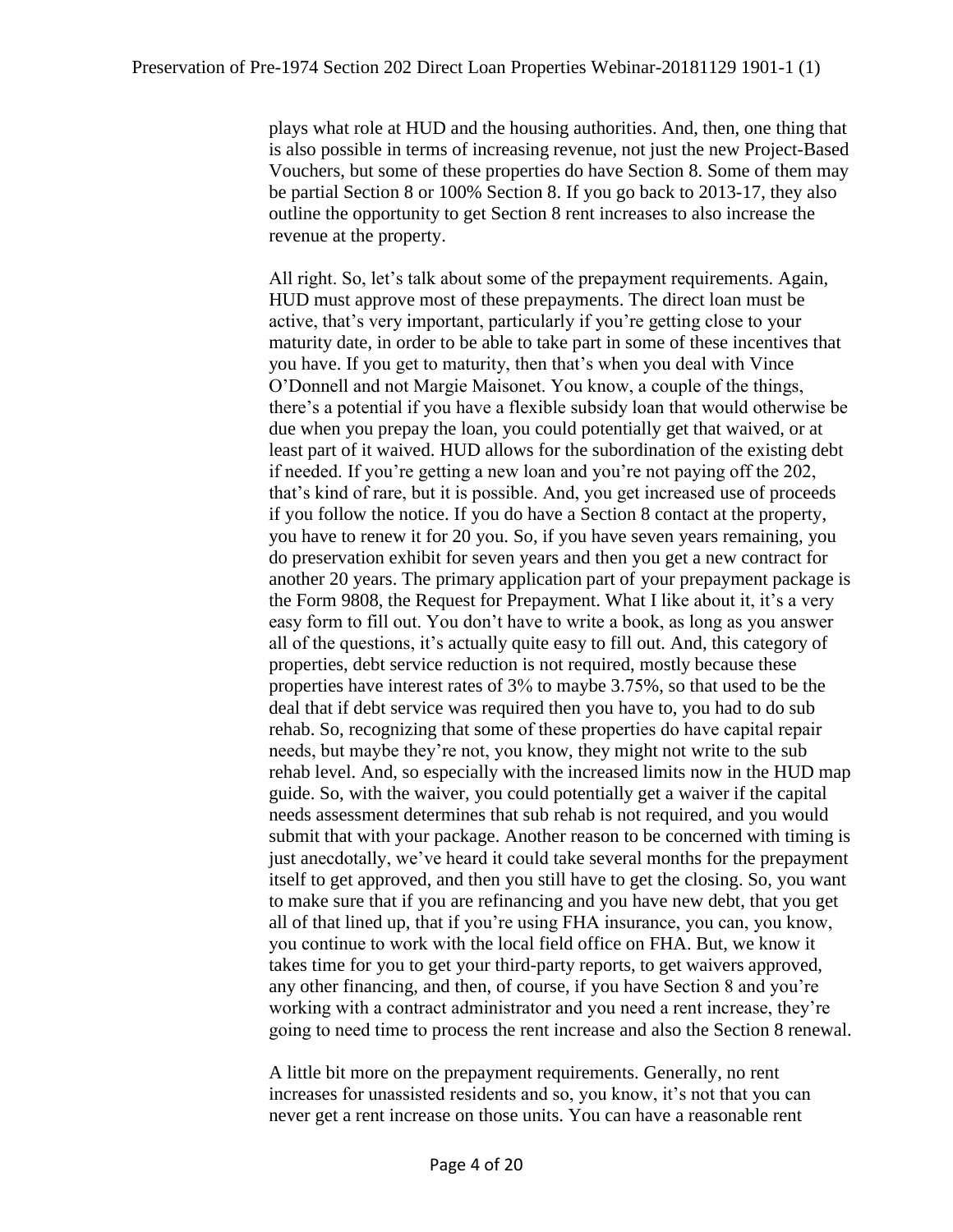plays what role at HUD and the housing authorities. And, then, one thing that is also possible in terms of increasing revenue, not just the new Project-Based Vouchers, but some of these properties do have Section 8. Some of them may be partial Section 8 or 100% Section 8. If you go back to 2013-17, they also outline the opportunity to get Section 8 rent increases to also increase the revenue at the property.

All right. So, let's talk about some of the prepayment requirements. Again, HUD must approve most of these prepayments. The direct loan must be active, that's very important, particularly if you're getting close to your maturity date, in order to be able to take part in some of these incentives that you have. If you get to maturity, then that's when you deal with Vince O'Donnell and not Margie Maisonet. You know, a couple of the things, there's a potential if you have a flexible subsidy loan that would otherwise be due when you prepay the loan, you could potentially get that waived, or at least part of it waived. HUD allows for the subordination of the existing debt if needed. If you're getting a new loan and you're not paying off the 202, that's kind of rare, but it is possible. And, you get increased use of proceeds if you follow the notice. If you do have a Section 8 contact at the property, you have to renew it for 20 you. So, if you have seven years remaining, you do preservation exhibit for seven years and then you get a new contract for another 20 years. The primary application part of your prepayment package is the Form 9808, the Request for Prepayment. What I like about it, it's a very easy form to fill out. You don't have to write a book, as long as you answer all of the questions, it's actually quite easy to fill out. And, this category of properties, debt service reduction is not required, mostly because these properties have interest rates of 3% to maybe 3.75%, so that used to be the deal that if debt service was required then you have to, you had to do sub rehab. So, recognizing that some of these properties do have capital repair needs, but maybe they're not, you know, they might not write to the sub rehab level. And, so especially with the increased limits now in the HUD map guide. So, with the waiver, you could potentially get a waiver if the capital needs assessment determines that sub rehab is not required, and you would submit that with your package. Another reason to be concerned with timing is just anecdotally, we've heard it could take several months for the prepayment itself to get approved, and then you still have to get the closing. So, you want to make sure that if you are refinancing and you have new debt, that you get all of that lined up, that if you're using FHA insurance, you can, you know, you continue to work with the local field office on FHA. But, we know it takes time for you to get your third-party reports, to get waivers approved, any other financing, and then, of course, if you have Section 8 and you're working with a contract administrator and you need a rent increase, they're going to need time to process the rent increase and also the Section 8 renewal.

A little bit more on the prepayment requirements. Generally, no rent increases for unassisted residents and so, you know, it's not that you can never get a rent increase on those units. You can have a reasonable rent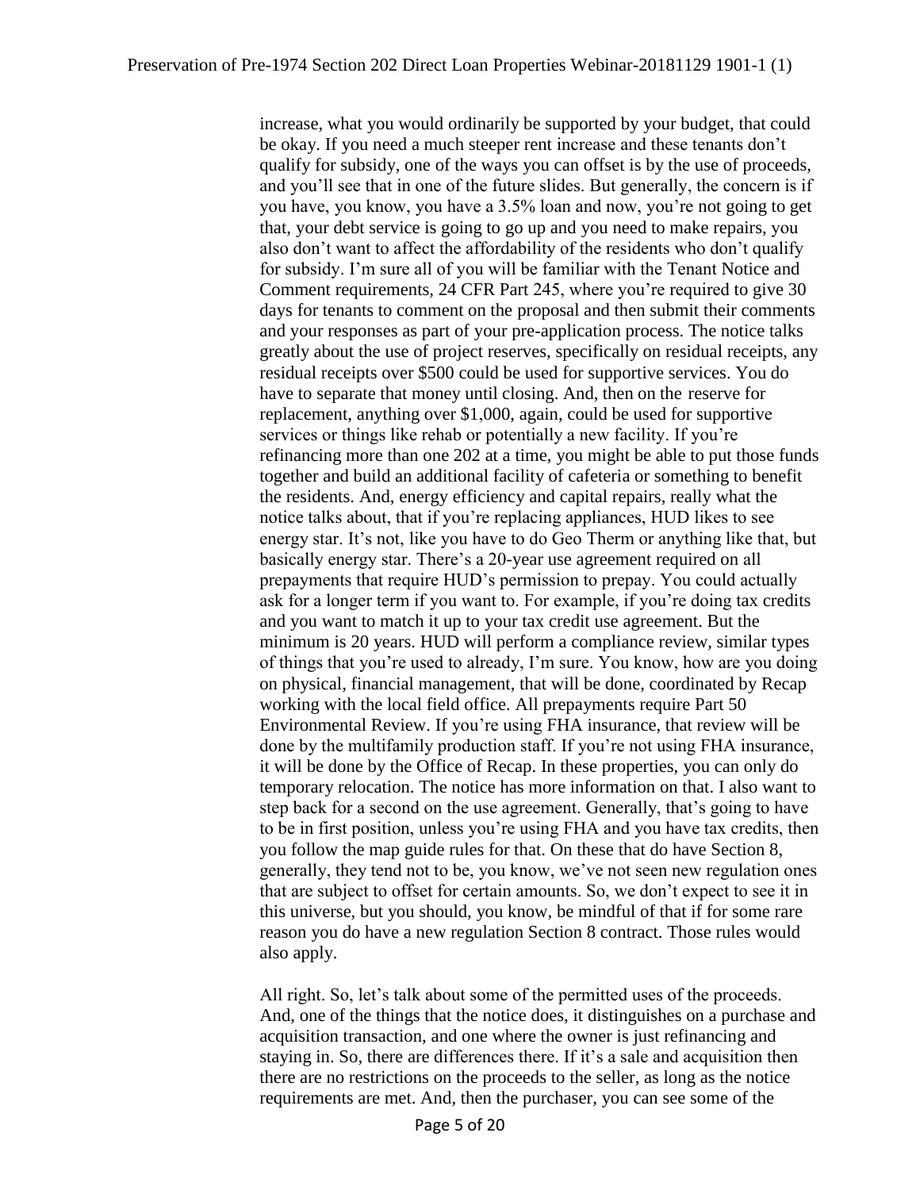increase, what you would ordinarily be supported by your budget, that could be okay. If you need a much steeper rent increase and these tenants don't qualify for subsidy, one of the ways you can offset is by the use of proceeds, and you'll see that in one of the future slides. But generally, the concern is if you have, you know, you have a 3.5% loan and now, you're not going to get that, your debt service is going to go up and you need to make repairs, you also don't want to affect the affordability of the residents who don't qualify for subsidy. I'm sure all of you will be familiar with the Tenant Notice and Comment requirements, 24 CFR Part 245, where you're required to give 30 days for tenants to comment on the proposal and then submit their comments and your responses as part of your pre-application process. The notice talks greatly about the use of project reserves, specifically on residual receipts, any residual receipts over $500 could be used for supportive services. You do have to separate that money until closing. And, then on the reserve for replacement, anything over $1,000, again, could be used for supportive services or things like rehab or potentially a new facility. If you're refinancing more than one 202 at a time, you might be able to put those funds together and build an additional facility of cafeteria or something to benefit the residents. And, energy efficiency and capital repairs, really what the notice talks about, that if you're replacing appliances, HUD likes to see energy star. It's not, like you have to do Geo Therm or anything like that, but basically energy star. There's a 20-year use agreement required on all prepayments that require HUD's permission to prepay. You could actually ask for a longer term if you want to. For example, if you're doing tax credits and you want to match it up to your tax credit use agreement. But the minimum is 20 years. HUD will perform a compliance review, similar types of things that you're used to already, I'm sure. You know, how are you doing on physical, financial management, that will be done, coordinated by Recap working with the local field office. All prepayments require Part 50 Environmental Review. If you're using FHA insurance, that review will be done by the multifamily production staff. If you're not using FHA insurance, it will be done by the Office of Recap. In these properties, you can only do temporary relocation. The notice has more information on that. I also want to step back for a second on the use agreement. Generally, that's going to have to be in first position, unless you're using FHA and you have tax credits, then you follow the map guide rules for that. On these that do have Section 8, generally, they tend not to be, you know, we've not seen new regulation ones that are subject to offset for certain amounts. So, we don't expect to see it in this universe, but you should, you know, be mindful of that if for some rare reason you do have a new regulation Section 8 contract. Those rules would also apply.

All right. So, let's talk about some of the permitted uses of the proceeds. And, one of the things that the notice does, it distinguishes on a purchase and acquisition transaction, and one where the owner is just refinancing and staying in. So, there are differences there. If it's a sale and acquisition then there are no restrictions on the proceeds to the seller, as long as the notice requirements are met. And, then the purchaser, you can see some of the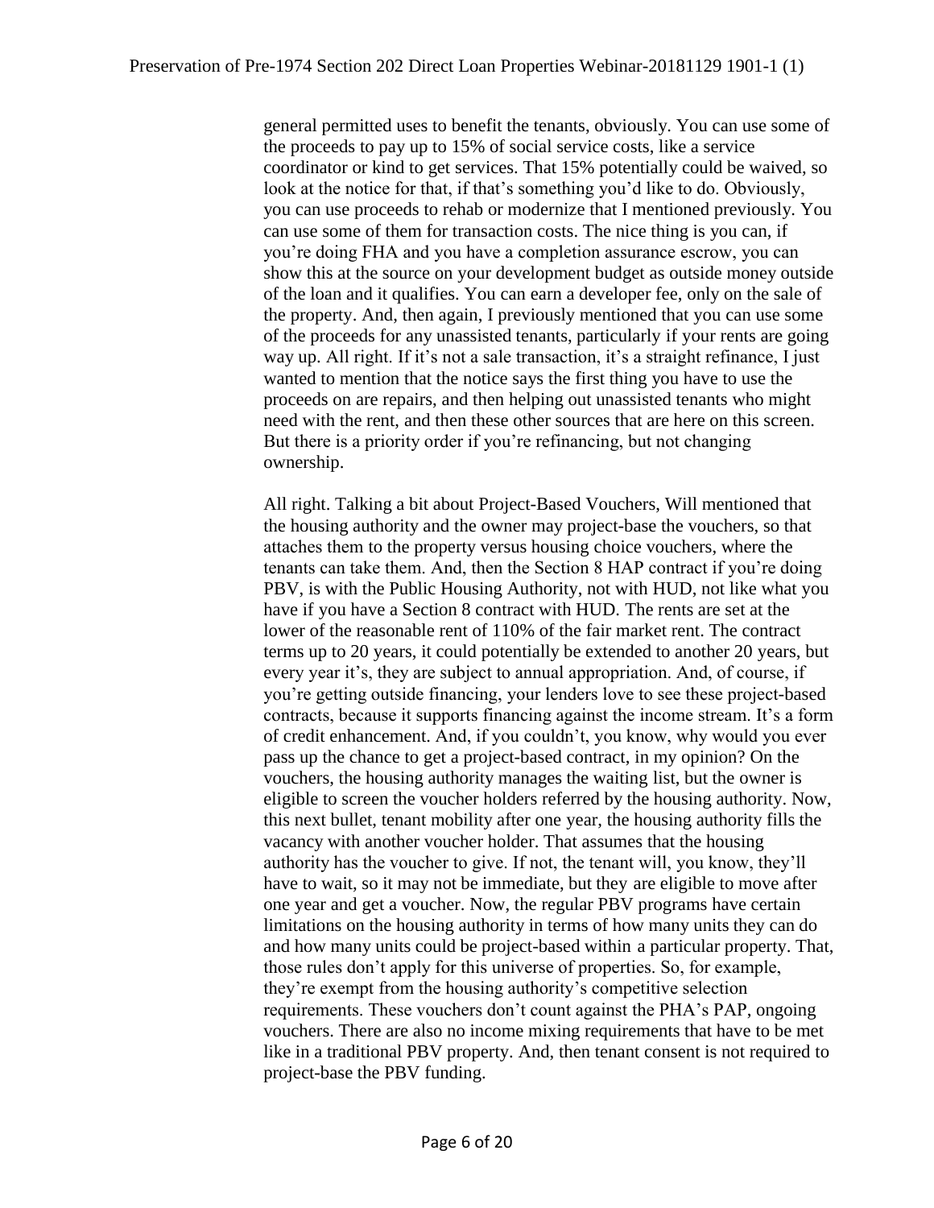general permitted uses to benefit the tenants, obviously. You can use some of the proceeds to pay up to 15% of social service costs, like a service coordinator or kind to get services. That 15% potentially could be waived, so look at the notice for that, if that's something you'd like to do. Obviously, you can use proceeds to rehab or modernize that I mentioned previously. You can use some of them for transaction costs. The nice thing is you can, if you're doing FHA and you have a completion assurance escrow, you can show this at the source on your development budget as outside money outside of the loan and it qualifies. You can earn a developer fee, only on the sale of the property. And, then again, I previously mentioned that you can use some of the proceeds for any unassisted tenants, particularly if your rents are going way up. All right. If it's not a sale transaction, it's a straight refinance, I just wanted to mention that the notice says the first thing you have to use the proceeds on are repairs, and then helping out unassisted tenants who might need with the rent, and then these other sources that are here on this screen. But there is a priority order if you're refinancing, but not changing ownership.

All right. Talking a bit about Project-Based Vouchers, Will mentioned that the housing authority and the owner may project-base the vouchers, so that attaches them to the property versus housing choice vouchers, where the tenants can take them. And, then the Section 8 HAP contract if you're doing PBV, is with the Public Housing Authority, not with HUD, not like what you have if you have a Section 8 contract with HUD. The rents are set at the lower of the reasonable rent of 110% of the fair market rent. The contract terms up to 20 years, it could potentially be extended to another 20 years, but every year it's, they are subject to annual appropriation. And, of course, if you're getting outside financing, your lenders love to see these project-based contracts, because it supports financing against the income stream. It's a form of credit enhancement. And, if you couldn't, you know, why would you ever pass up the chance to get a project-based contract, in my opinion? On the vouchers, the housing authority manages the waiting list, but the owner is eligible to screen the voucher holders referred by the housing authority. Now, this next bullet, tenant mobility after one year, the housing authority fills the vacancy with another voucher holder. That assumes that the housing authority has the voucher to give. If not, the tenant will, you know, they'll have to wait, so it may not be immediate, but they are eligible to move after one year and get a voucher. Now, the regular PBV programs have certain limitations on the housing authority in terms of how many units they can do and how many units could be project-based within a particular property. That, those rules don't apply for this universe of properties. So, for example, they're exempt from the housing authority's competitive selection requirements. These vouchers don't count against the PHA's PAP, ongoing vouchers. There are also no income mixing requirements that have to be met like in a traditional PBV property. And, then tenant consent is not required to project-base the PBV funding.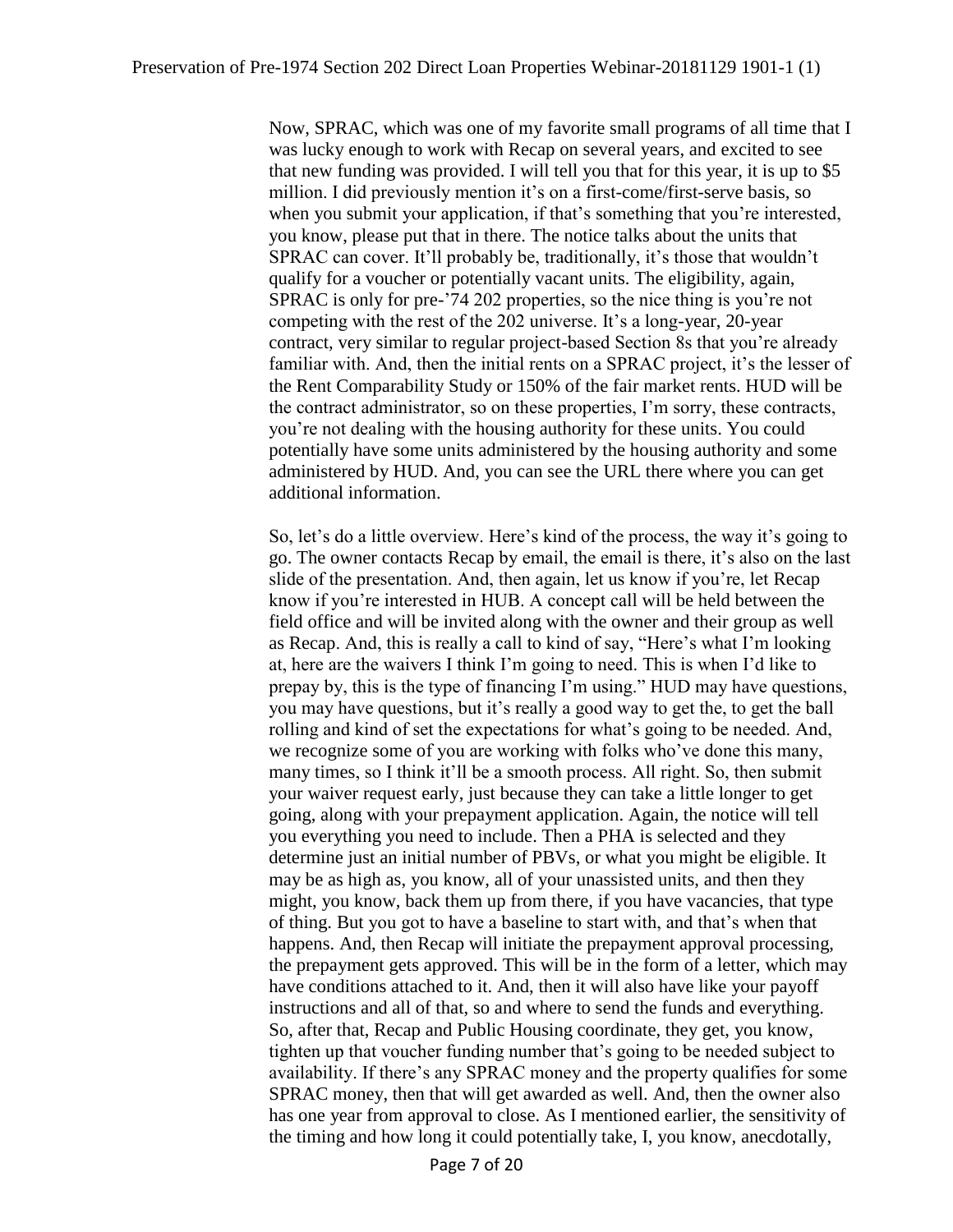Now, SPRAC, which was one of my favorite small programs of all time that I was lucky enough to work with Recap on several years, and excited to see that new funding was provided. I will tell you that for this year, it is up to $5 million. I did previously mention it's on a first-come/first-serve basis, so when you submit your application, if that's something that you're interested, you know, please put that in there. The notice talks about the units that SPRAC can cover. It'll probably be, traditionally, it's those that wouldn't qualify for a voucher or potentially vacant units. The eligibility, again, SPRAC is only for pre-'74 202 properties, so the nice thing is you're not competing with the rest of the 202 universe. It's a long-year, 20-year contract, very similar to regular project-based Section 8s that you're already familiar with. And, then the initial rents on a SPRAC project, it's the lesser of the Rent Comparability Study or 150% of the fair market rents. HUD will be the contract administrator, so on these properties, I'm sorry, these contracts, you're not dealing with the housing authority for these units. You could potentially have some units administered by the housing authority and some administered by HUD. And, you can see the URL there where you can get additional information.

So, let's do a little overview. Here's kind of the process, the way it's going to go. The owner contacts Recap by email, the email is there, it's also on the last slide of the presentation. And, then again, let us know if you're, let Recap know if you're interested in HUB. A concept call will be held between the field office and will be invited along with the owner and their group as well as Recap. And, this is really a call to kind of say, "Here's what I'm looking at, here are the waivers I think I'm going to need. This is when I'd like to prepay by, this is the type of financing I'm using." HUD may have questions, you may have questions, but it's really a good way to get the, to get the ball rolling and kind of set the expectations for what's going to be needed. And, we recognize some of you are working with folks who've done this many, many times, so I think it'll be a smooth process. All right. So, then submit your waiver request early, just because they can take a little longer to get going, along with your prepayment application. Again, the notice will tell you everything you need to include. Then a PHA is selected and they determine just an initial number of PBVs, or what you might be eligible. It may be as high as, you know, all of your unassisted units, and then they might, you know, back them up from there, if you have vacancies, that type of thing. But you got to have a baseline to start with, and that's when that happens. And, then Recap will initiate the prepayment approval processing, the prepayment gets approved. This will be in the form of a letter, which may have conditions attached to it. And, then it will also have like your payoff instructions and all of that, so and where to send the funds and everything. So, after that, Recap and Public Housing coordinate, they get, you know, tighten up that voucher funding number that's going to be needed subject to availability. If there's any SPRAC money and the property qualifies for some SPRAC money, then that will get awarded as well. And, then the owner also has one year from approval to close. As I mentioned earlier, the sensitivity of the timing and how long it could potentially take, I, you know, anecdotally,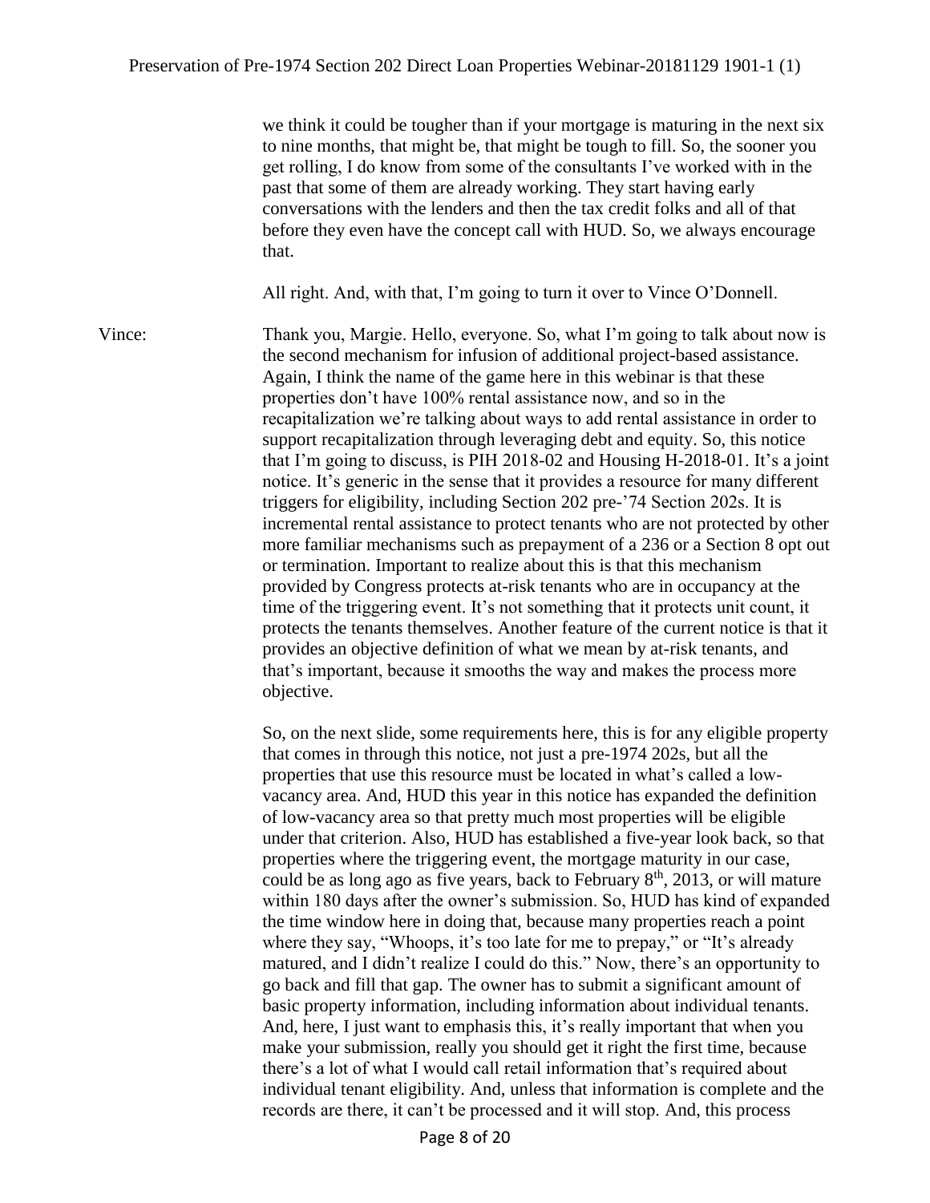we think it could be tougher than if your mortgage is maturing in the next six to nine months, that might be, that might be tough to fill. So, the sooner you get rolling, I do know from some of the consultants I've worked with in the past that some of them are already working. They start having early conversations with the lenders and then the tax credit folks and all of that before they even have the concept call with HUD. So, we always encourage that.

All right. And, with that, I'm going to turn it over to Vince O'Donnell.

Vince: Thank you, Margie. Hello, everyone. So, what I'm going to talk about now is the second mechanism for infusion of additional project-based assistance. Again, I think the name of the game here in this webinar is that these properties don't have 100% rental assistance now, and so in the recapitalization we're talking about ways to add rental assistance in order to support recapitalization through leveraging debt and equity. So, this notice that I'm going to discuss, is PIH 2018-02 and Housing H-2018-01. It's a joint notice. It's generic in the sense that it provides a resource for many different triggers for eligibility, including Section 202 pre-'74 Section 202s. It is incremental rental assistance to protect tenants who are not protected by other more familiar mechanisms such as prepayment of a 236 or a Section 8 opt out or termination. Important to realize about this is that this mechanism provided by Congress protects at-risk tenants who are in occupancy at the time of the triggering event. It's not something that it protects unit count, it protects the tenants themselves. Another feature of the current notice is that it provides an objective definition of what we mean by at-risk tenants, and that's important, because it smooths the way and makes the process more objective.

So, on the next slide, some requirements here, this is for any eligible property that comes in through this notice, not just a pre-1974 202s, but all the properties that use this resource must be located in what's called a low-vacancy area. And, HUD this year in this notice has expanded the definition of low-vacancy area so that pretty much most properties will be eligible under that criterion. Also, HUD has established a five-year look back, so that properties where the triggering event, the mortgage maturity in our case, could be as long ago as five years, back to February 8th, 2013, or will mature within 180 days after the owner's submission. So, HUD has kind of expanded the time window here in doing that, because many properties reach a point where they say, "Whoops, it's too late for me to prepay," or "It's already matured, and I didn't realize I could do this." Now, there's an opportunity to go back and fill that gap. The owner has to submit a significant amount of basic property information, including information about individual tenants. And, here, I just want to emphasis this, it's really important that when you make your submission, really you should get it right the first time, because there's a lot of what I would call retail information that's required about individual tenant eligibility. And, unless that information is complete and the records are there, it can't be processed and it will stop. And, this process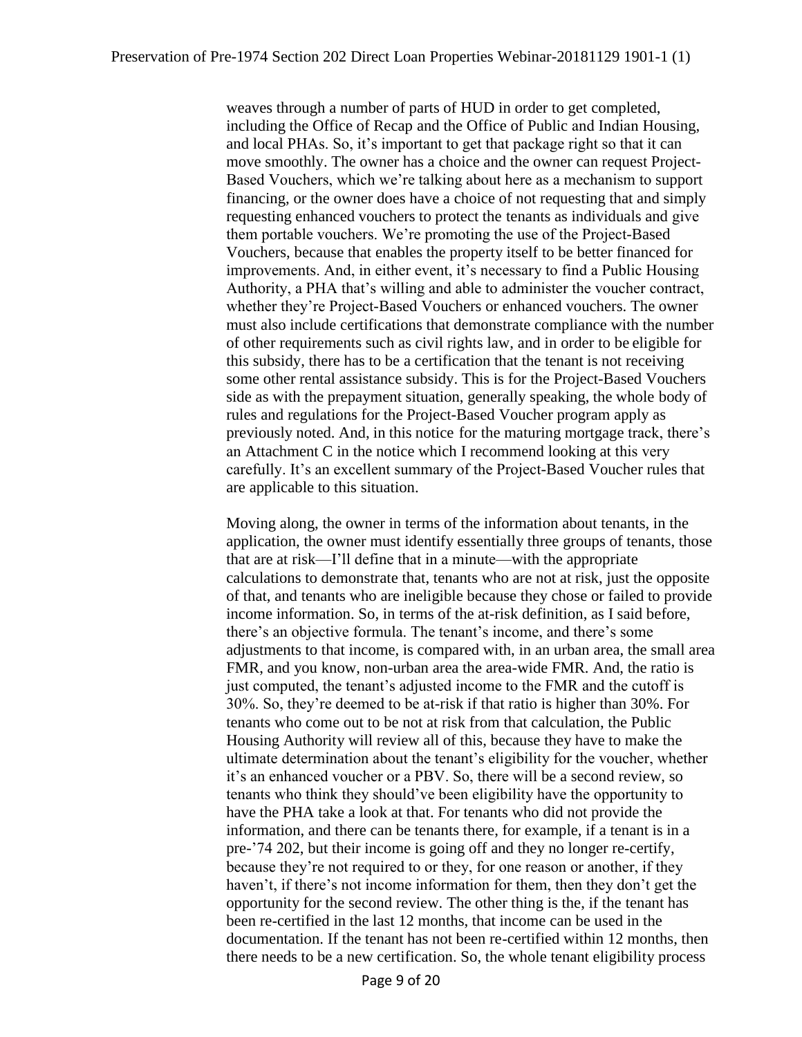weaves through a number of parts of HUD in order to get completed, including the Office of Recap and the Office of Public and Indian Housing, and local PHAs. So, it's important to get that package right so that it can move smoothly. The owner has a choice and the owner can request Project-Based Vouchers, which we're talking about here as a mechanism to support financing, or the owner does have a choice of not requesting that and simply requesting enhanced vouchers to protect the tenants as individuals and give them portable vouchers. We're promoting the use of the Project-Based Vouchers, because that enables the property itself to be better financed for improvements. And, in either event, it's necessary to find a Public Housing Authority, a PHA that's willing and able to administer the voucher contract, whether they're Project-Based Vouchers or enhanced vouchers. The owner must also include certifications that demonstrate compliance with the number of other requirements such as civil rights law, and in order to be eligible for this subsidy, there has to be a certification that the tenant is not receiving some other rental assistance subsidy. This is for the Project-Based Vouchers side as with the prepayment situation, generally speaking, the whole body of rules and regulations for the Project-Based Voucher program apply as previously noted. And, in this notice for the maturing mortgage track, there's an Attachment C in the notice which I recommend looking at this very carefully. It's an excellent summary of the Project-Based Voucher rules that are applicable to this situation.

Moving along, the owner in terms of the information about tenants, in the application, the owner must identify essentially three groups of tenants, those that are at risk—I'll define that in a minute—with the appropriate calculations to demonstrate that, tenants who are not at risk, just the opposite of that, and tenants who are ineligible because they chose or failed to provide income information. So, in terms of the at-risk definition, as I said before, there's an objective formula. The tenant's income, and there's some adjustments to that income, is compared with, in an urban area, the small area FMR, and you know, non-urban area the area-wide FMR. And, the ratio is just computed, the tenant's adjusted income to the FMR and the cutoff is 30%. So, they're deemed to be at-risk if that ratio is higher than 30%. For tenants who come out to be not at risk from that calculation, the Public Housing Authority will review all of this, because they have to make the ultimate determination about the tenant's eligibility for the voucher, whether it's an enhanced voucher or a PBV. So, there will be a second review, so tenants who think they should've been eligibility have the opportunity to have the PHA take a look at that. For tenants who did not provide the information, and there can be tenants there, for example, if a tenant is in a pre-'74 202, but their income is going off and they no longer re-certify, because they're not required to or they, for one reason or another, if they haven't, if there's not income information for them, then they don't get the opportunity for the second review. The other thing is the, if the tenant has been re-certified in the last 12 months, that income can be used in the documentation. If the tenant has not been re-certified within 12 months, then there needs to be a new certification. So, the whole tenant eligibility process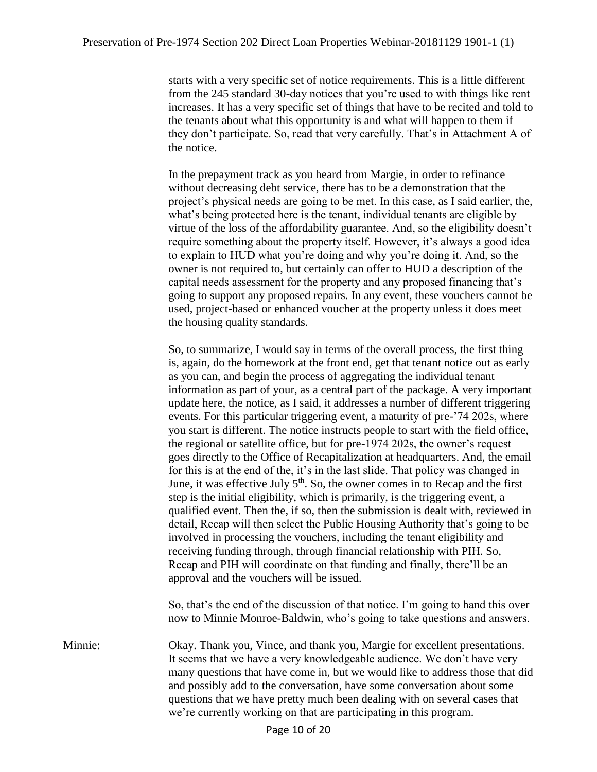starts with a very specific set of notice requirements. This is a little different from the 245 standard 30-day notices that you're used to with things like rent increases. It has a very specific set of things that have to be recited and told to the tenants about what this opportunity is and what will happen to them if they don't participate. So, read that very carefully. That's in Attachment A of the notice.

In the prepayment track as you heard from Margie, in order to refinance without decreasing debt service, there has to be a demonstration that the project's physical needs are going to be met. In this case, as I said earlier, the, what's being protected here is the tenant, individual tenants are eligible by virtue of the loss of the affordability guarantee. And, so the eligibility doesn't require something about the property itself. However, it's always a good idea to explain to HUD what you're doing and why you're doing it. And, so the owner is not required to, but certainly can offer to HUD a description of the capital needs assessment for the property and any proposed financing that's going to support any proposed repairs. In any event, these vouchers cannot be used, project-based or enhanced voucher at the property unless it does meet the housing quality standards.

So, to summarize, I would say in terms of the overall process, the first thing is, again, do the homework at the front end, get that tenant notice out as early as you can, and begin the process of aggregating the individual tenant information as part of your, as a central part of the package. A very important update here, the notice, as I said, it addresses a number of different triggering events. For this particular triggering event, a maturity of pre-'74 202s, where you start is different. The notice instructs people to start with the field office, the regional or satellite office, but for pre-1974 202s, the owner's request goes directly to the Office of Recapitalization at headquarters. And, the email for this is at the end of the, it's in the last slide. That policy was changed in June, it was effective July 5th. So, the owner comes in to Recap and the first step is the initial eligibility, which is primarily, is the triggering event, a qualified event. Then the, if so, then the submission is dealt with, reviewed in detail, Recap will then select the Public Housing Authority that's going to be involved in processing the vouchers, including the tenant eligibility and receiving funding through, through financial relationship with PIH. So, Recap and PIH will coordinate on that funding and finally, there'll be an approval and the vouchers will be issued.

So, that's the end of the discussion of that notice. I'm going to hand this over now to Minnie Monroe-Baldwin, who's going to take questions and answers.

Minnie: Okay. Thank you, Vince, and thank you, Margie for excellent presentations. It seems that we have a very knowledgeable audience. We don't have very many questions that have come in, but we would like to address those that did and possibly add to the conversation, have some conversation about some questions that we have pretty much been dealing with on several cases that we're currently working on that are participating in this program.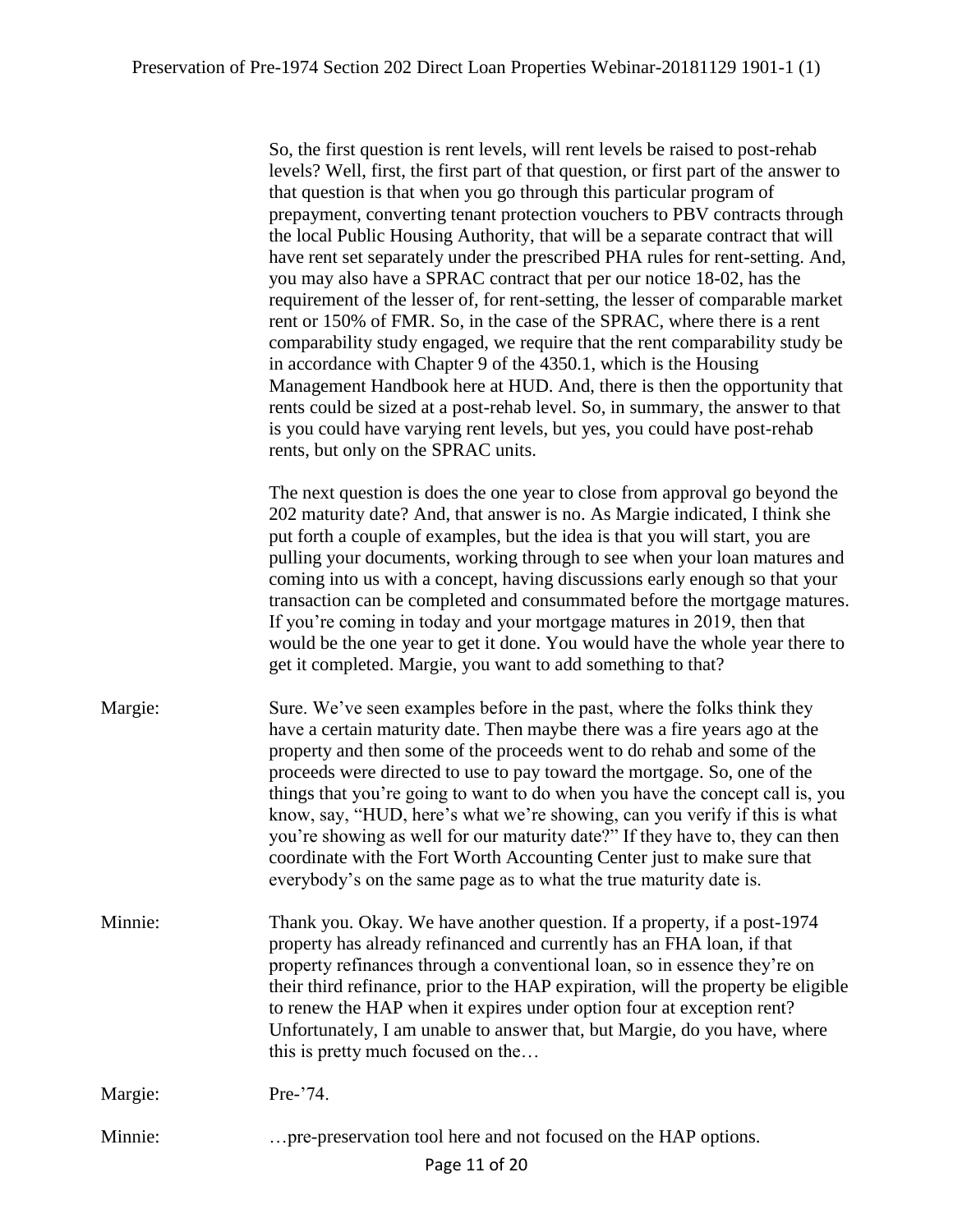So, the first question is rent levels, will rent levels be raised to post-rehab levels? Well, first, the first part of that question, or first part of the answer to that question is that when you go through this particular program of prepayment, converting tenant protection vouchers to PBV contracts through the local Public Housing Authority, that will be a separate contract that will have rent set separately under the prescribed PHA rules for rent-setting. And, you may also have a SPRAC contract that per our notice 18-02, has the requirement of the lesser of, for rent-setting, the lesser of comparable market rent or 150% of FMR. So, in the case of the SPRAC, where there is a rent comparability study engaged, we require that the rent comparability study be in accordance with Chapter 9 of the 4350.1, which is the Housing Management Handbook here at HUD. And, there is then the opportunity that rents could be sized at a post-rehab level. So, in summary, the answer to that is you could have varying rent levels, but yes, you could have post-rehab rents, but only on the SPRAC units.

The next question is does the one year to close from approval go beyond the 202 maturity date? And, that answer is no. As Margie indicated, I think she put forth a couple of examples, but the idea is that you will start, you are pulling your documents, working through to see when your loan matures and coming into us with a concept, having discussions early enough so that your transaction can be completed and consummated before the mortgage matures. If you're coming in today and your mortgage matures in 2019, then that would be the one year to get it done. You would have the whole year there to get it completed. Margie, you want to add something to that?

Margie: Sure. We've seen examples before in the past, where the folks think they have a certain maturity date. Then maybe there was a fire years ago at the property and then some of the proceeds went to do rehab and some of the proceeds were directed to use to pay toward the mortgage. So, one of the things that you're going to want to do when you have the concept call is, you know, say, "HUD, here's what we're showing, can you verify if this is what you're showing as well for our maturity date?" If they have to, they can then coordinate with the Fort Worth Accounting Center just to make sure that everybody's on the same page as to what the true maturity date is.

Minnie: Thank you. Okay. We have another question. If a property, if a post-1974 property has already refinanced and currently has an FHA loan, if that property refinances through a conventional loan, so in essence they're on their third refinance, prior to the HAP expiration, will the property be eligible to renew the HAP when it expires under option four at exception rent? Unfortunately, I am unable to answer that, but Margie, do you have, where this is pretty much focused on the…

Margie: Pre-'74.

Minnie: …pre-preservation tool here and not focused on the HAP options.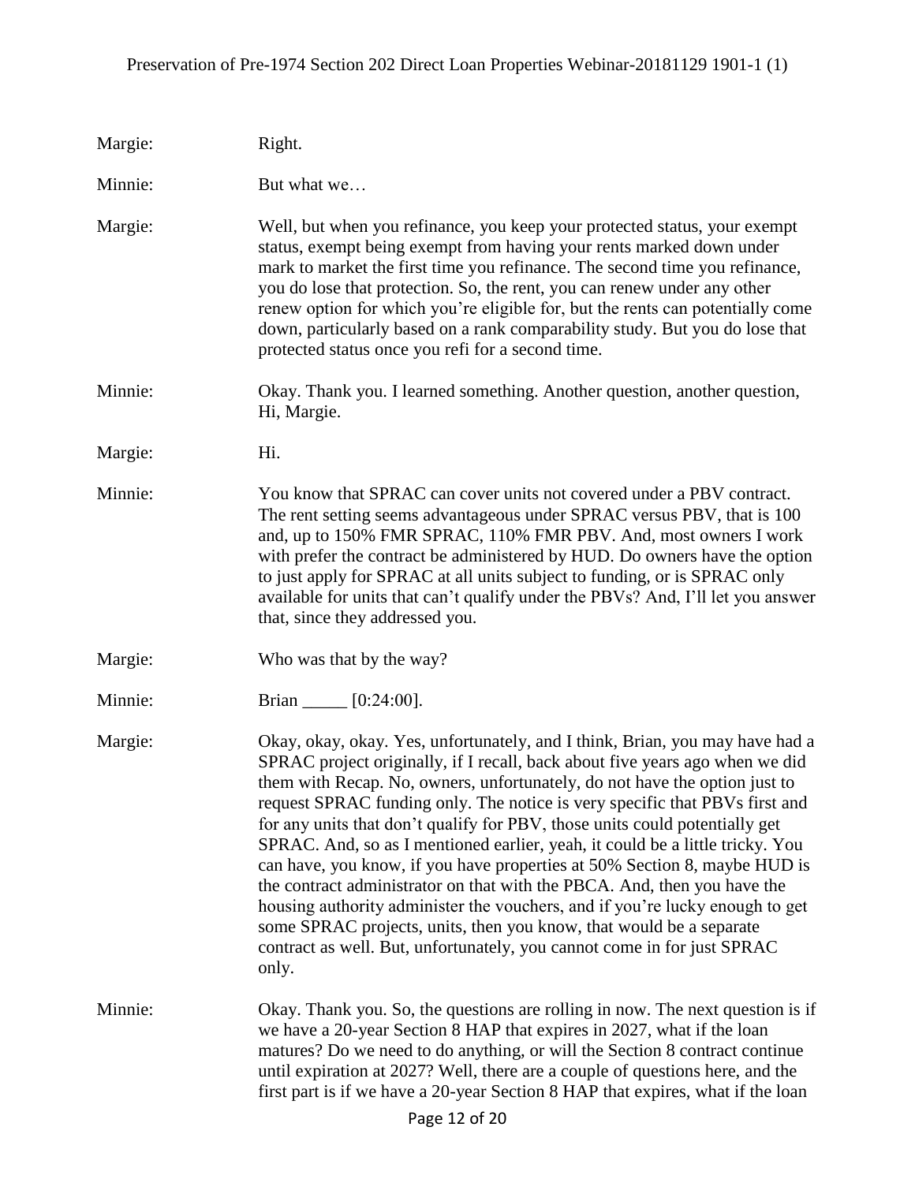Margie: Right.

Minnie: But what we…

Margie: Well, but when you refinance, you keep your protected status, your exempt status, exempt being exempt from having your rents marked down under mark to market the first time you refinance. The second time you refinance, you do lose that protection. So, the rent, you can renew under any other renew option for which you're eligible for, but the rents can potentially come down, particularly based on a rank comparability study. But you do lose that protected status once you refi for a second time.

Minnie: Okay. Thank you. I learned something. Another question, another question, Hi, Margie.

Margie: Hi.

Minnie: You know that SPRAC can cover units not covered under a PBV contract. The rent setting seems advantageous under SPRAC versus PBV, that is 100 and, up to 150% FMR SPRAC, 110% FMR PBV. And, most owners I work with prefer the contract be administered by HUD. Do owners have the option to just apply for SPRAC at all units subject to funding, or is SPRAC only available for units that can't qualify under the PBVs? And, I'll let you answer that, since they addressed you.

Margie: Who was that by the way?

Minnie: Brian _____ [0:24:00].

Margie: Okay, okay, okay. Yes, unfortunately, and I think, Brian, you may have had a SPRAC project originally, if I recall, back about five years ago when we did them with Recap. No, owners, unfortunately, do not have the option just to request SPRAC funding only. The notice is very specific that PBVs first and for any units that don't qualify for PBV, those units could potentially get SPRAC. And, so as I mentioned earlier, yeah, it could be a little tricky. You can have, you know, if you have properties at 50% Section 8, maybe HUD is the contract administrator on that with the PBCA. And, then you have the housing authority administer the vouchers, and if you're lucky enough to get some SPRAC projects, units, then you know, that would be a separate contract as well. But, unfortunately, you cannot come in for just SPRAC only.

Minnie: Okay. Thank you. So, the questions are rolling in now. The next question is if we have a 20-year Section 8 HAP that expires in 2027, what if the loan matures? Do we need to do anything, or will the Section 8 contract continue until expiration at 2027? Well, there are a couple of questions here, and the first part is if we have a 20-year Section 8 HAP that expires, what if the loan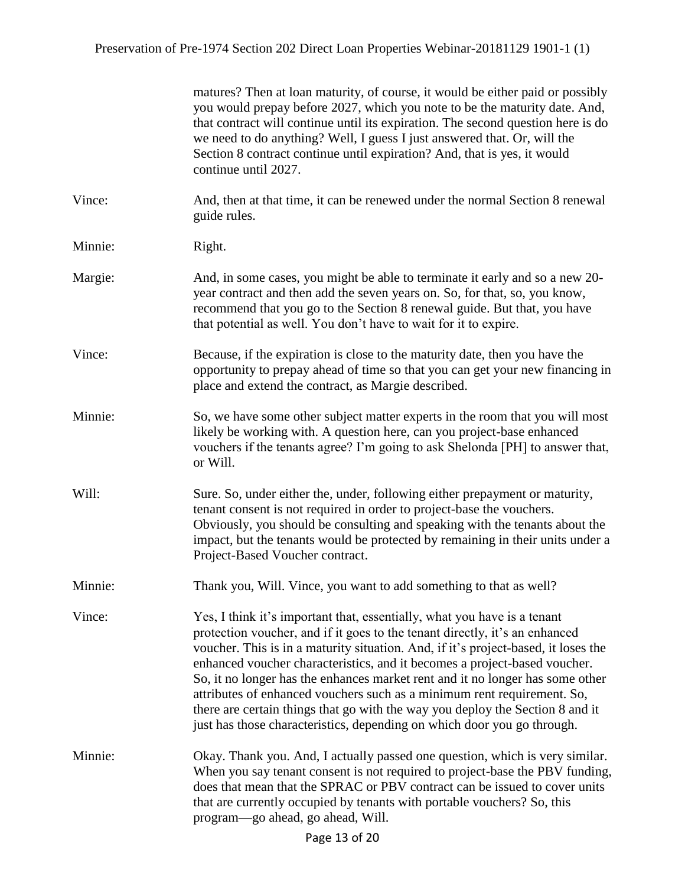matures? Then at loan maturity, of course, it would be either paid or possibly you would prepay before 2027, which you note to be the maturity date. And, that contract will continue until its expiration. The second question here is do we need to do anything? Well, I guess I just answered that. Or, will the Section 8 contract continue until expiration? And, that is yes, it would continue until 2027.

Vince: And, then at that time, it can be renewed under the normal Section 8 renewal guide rules.

Minnie: Right.

Margie: And, in some cases, you might be able to terminate it early and so a new 20-year contract and then add the seven years on. So, for that, so, you know, recommend that you go to the Section 8 renewal guide. But that, you have that potential as well. You don't have to wait for it to expire.

Vince: Because, if the expiration is close to the maturity date, then you have the opportunity to prepay ahead of time so that you can get your new financing in place and extend the contract, as Margie described.

Minnie: So, we have some other subject matter experts in the room that you will most likely be working with. A question here, can you project-base enhanced vouchers if the tenants agree? I'm going to ask Shelonda [PH] to answer that, or Will.

Will: Sure. So, under either the, under, following either prepayment or maturity, tenant consent is not required in order to project-base the vouchers. Obviously, you should be consulting and speaking with the tenants about the impact, but the tenants would be protected by remaining in their units under a Project-Based Voucher contract.

Minnie: Thank you, Will. Vince, you want to add something to that as well?

Vince: Yes, I think it's important that, essentially, what you have is a tenant protection voucher, and if it goes to the tenant directly, it's an enhanced voucher. This is in a maturity situation. And, if it's project-based, it loses the enhanced voucher characteristics, and it becomes a project-based voucher. So, it no longer has the enhances market rent and it no longer has some other attributes of enhanced vouchers such as a minimum rent requirement. So, there are certain things that go with the way you deploy the Section 8 and it just has those characteristics, depending on which door you go through.

Minnie: Okay. Thank you. And, I actually passed one question, which is very similar. When you say tenant consent is not required to project-base the PBV funding, does that mean that the SPRAC or PBV contract can be issued to cover units that are currently occupied by tenants with portable vouchers? So, this program—go ahead, go ahead, Will.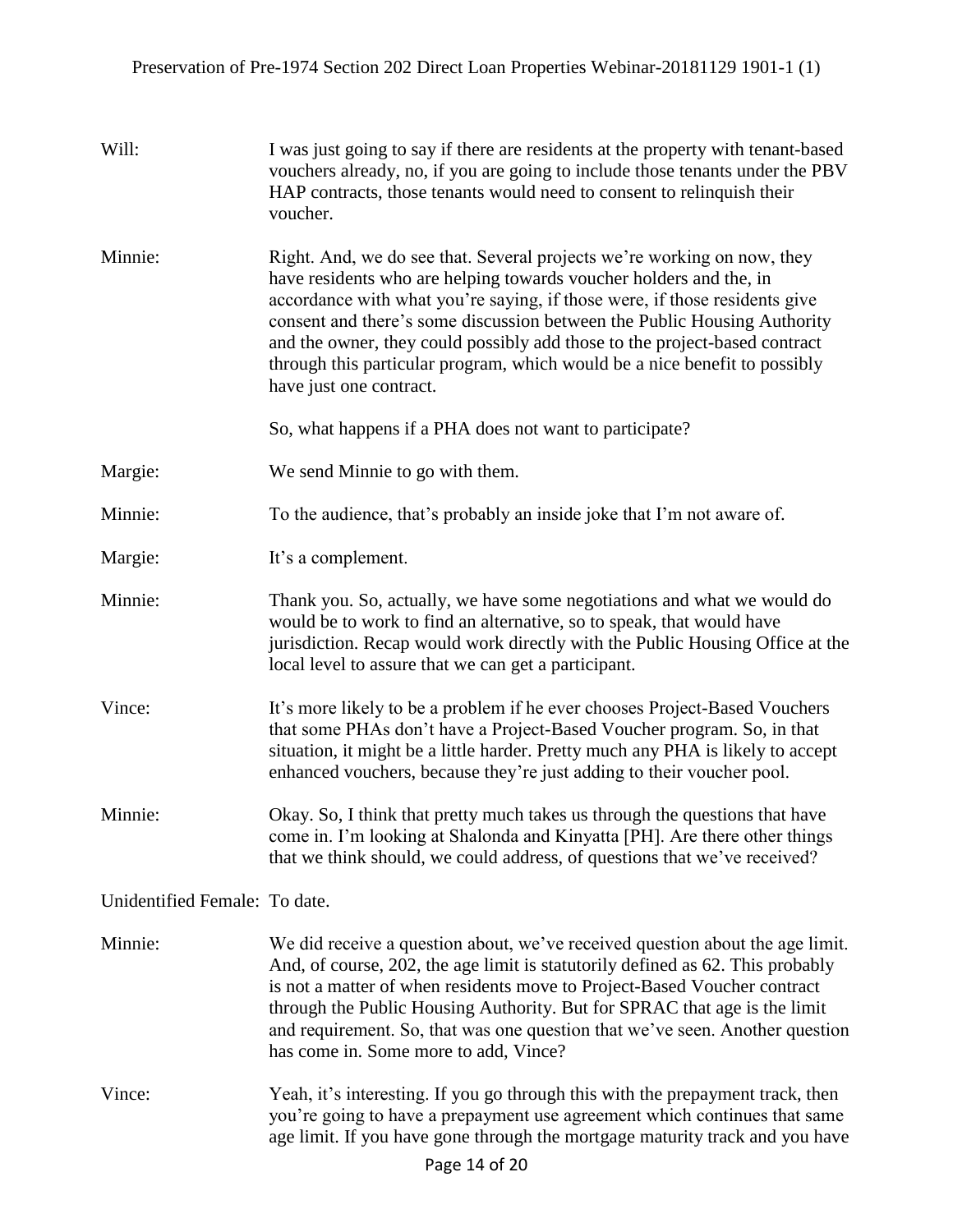Will: I was just going to say if there are residents at the property with tenant-based vouchers already, no, if you are going to include those tenants under the PBV HAP contracts, those tenants would need to consent to relinquish their voucher.

Minnie: Right. And, we do see that. Several projects we're working on now, they have residents who are helping towards voucher holders and the, in accordance with what you're saying, if those were, if those residents give consent and there's some discussion between the Public Housing Authority and the owner, they could possibly add those to the project-based contract through this particular program, which would be a nice benefit to possibly have just one contract.

So, what happens if a PHA does not want to participate?

Margie: We send Minnie to go with them.

Minnie: To the audience, that's probably an inside joke that I'm not aware of.

Margie: It's a complement.

Minnie: Thank you. So, actually, we have some negotiations and what we would do would be to work to find an alternative, so to speak, that would have jurisdiction. Recap would work directly with the Public Housing Office at the local level to assure that we can get a participant.

Vince: It's more likely to be a problem if he ever chooses Project-Based Vouchers that some PHAs don't have a Project-Based Voucher program. So, in that situation, it might be a little harder. Pretty much any PHA is likely to accept enhanced vouchers, because they're just adding to their voucher pool.

Minnie: Okay. So, I think that pretty much takes us through the questions that have come in. I'm looking at Shalonda and Kinyatta [PH]. Are there other things that we think should, we could address, of questions that we've received?

Unidentified Female: To date.

Minnie: We did receive a question about, we've received question about the age limit. And, of course, 202, the age limit is statutorily defined as 62. This probably is not a matter of when residents move to Project-Based Voucher contract through the Public Housing Authority. But for SPRAC that age is the limit and requirement. So, that was one question that we've seen. Another question has come in. Some more to add, Vince?

Vince: Yeah, it's interesting. If you go through this with the prepayment track, then you're going to have a prepayment use agreement which continues that same age limit. If you have gone through the mortgage maturity track and you have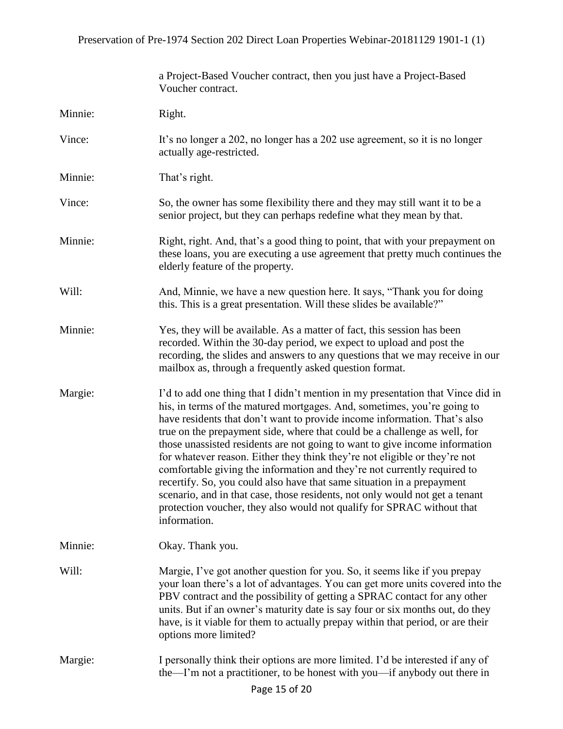a Project-Based Voucher contract, then you just have a Project-Based Voucher contract.

**Minnie:** Right.

**Vince:** It's no longer a 202, no longer has a 202 use agreement, so it is no longer actually age-restricted.

**Minnie:** That's right.

**Vince:** So, the owner has some flexibility there and they may still want it to be a senior project, but they can perhaps redefine what they mean by that.

**Minnie:** Right, right. And, that's a good thing to point, that with your prepayment on these loans, you are executing a use agreement that pretty much continues the elderly feature of the property.

**Will:** And, Minnie, we have a new question here. It says, "Thank you for doing this. This is a great presentation. Will these slides be available?"

**Minnie:** Yes, they will be available. As a matter of fact, this session has been recorded. Within the 30-day period, we expect to upload and post the recording, the slides and answers to any questions that we may receive in our mailbox as, through a frequently asked question format.

**Margie:** I'd to add one thing that I didn't mention in my presentation that Vince did in his, in terms of the matured mortgages. And, sometimes, you're going to have residents that don't want to provide income information. That's also true on the prepayment side, where that could be a challenge as well, for those unassisted residents are not going to want to give income information for whatever reason. Either they think they're not eligible or they're not comfortable giving the information and they're not currently required to recertify. So, you could also have that same situation in a prepayment scenario, and in that case, those residents, not only would not get a tenant protection voucher, they also would not qualify for SPRAC without that information.

**Minnie:** Okay. Thank you.

**Will:** Margie, I've got another question for you. So, it seems like if you prepay your loan there's a lot of advantages. You can get more units covered into the PBV contract and the possibility of getting a SPRAC contact for any other units. But if an owner's maturity date is say four or six months out, do they have, is it viable for them to actually prepay within that period, or are their options more limited?

**Margie:** I personally think their options are more limited. I'd be interested if any of the—I'm not a practitioner, to be honest with you—if anybody out there in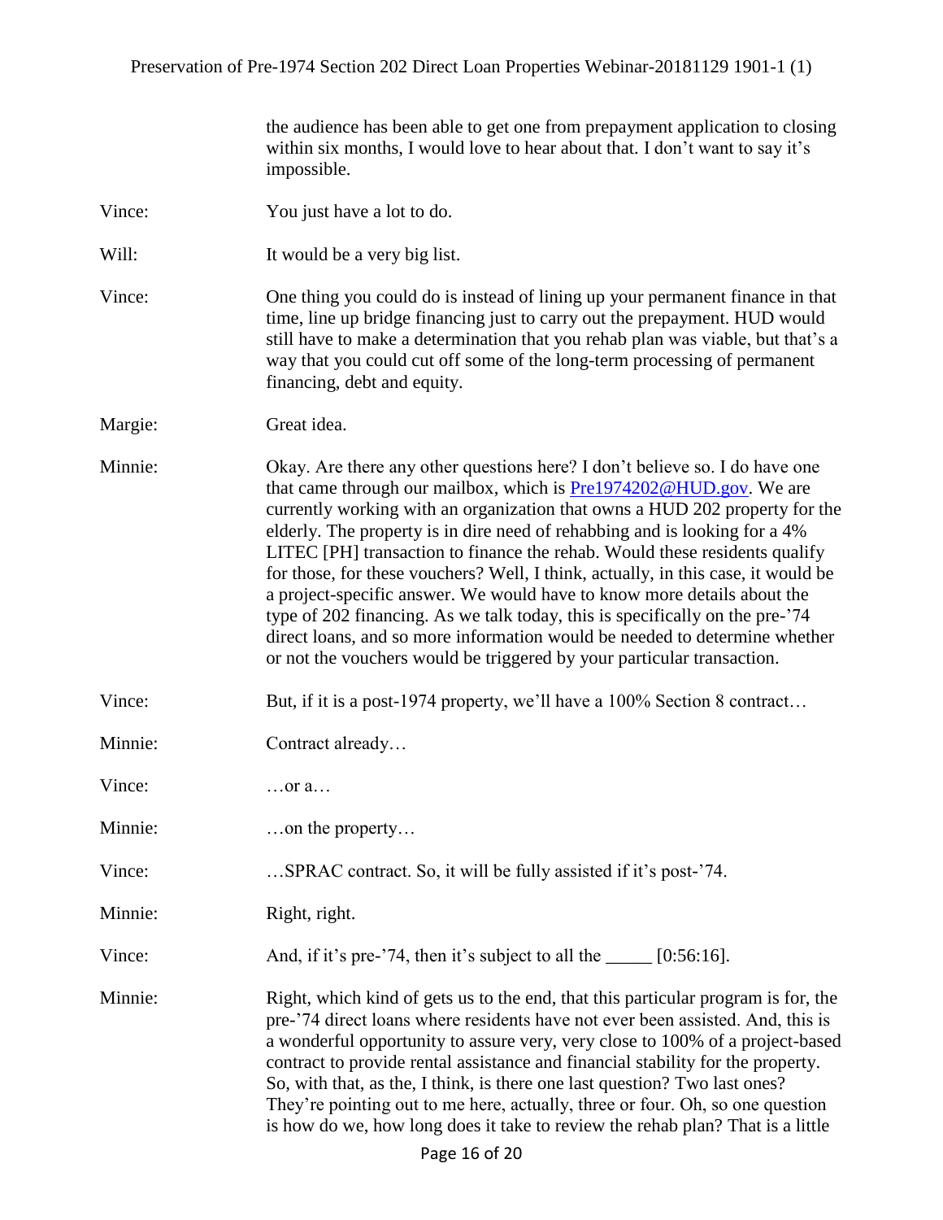the audience has been able to get one from prepayment application to closing within six months, I would love to hear about that. I don't want to say it's impossible.

Vince: You just have a lot to do.

Will: It would be a very big list.

Vince: One thing you could do is instead of lining up your permanent finance in that time, line up bridge financing just to carry out the prepayment. HUD would still have to make a determination that you rehab plan was viable, but that's a way that you could cut off some of the long-term processing of permanent financing, debt and equity.

Margie: Great idea.

Minnie: Okay. Are there any other questions here? I don't believe so. I do have one that came through our mailbox, which is [Pre1974202@HUD.gov](mailto:Pre1974202@HUD.gov). We are currently working with an organization that owns a HUD 202 property for the elderly. The property is in dire need of rehabbing and is looking for a 4% LITEC [PH] transaction to finance the rehab. Would these residents qualify for those, for these vouchers? Well, I think, actually, in this case, it would be a project-specific answer. We would have to know more details about the type of 202 financing. As we talk today, this is specifically on the pre-'74 direct loans, and so more information would be needed to determine whether or not the vouchers would be triggered by your particular transaction.

Vince: But, if it is a post-1974 property, we'll have a 100% Section 8 contract…

Minnie: Contract already…

Vince: …or a…

Minnie: …on the property…

Vince: …SPRAC contract. So, it will be fully assisted if it's post-'74.

Minnie: Right, right.

Vince: And, if it's pre-'74, then it's subject to all the _____ [0:56:16].

Minnie: Right, which kind of gets us to the end, that this particular program is for, the pre-'74 direct loans where residents have not ever been assisted. And, this is a wonderful opportunity to assure very, very close to 100% of a project-based contract to provide rental assistance and financial stability for the property. So, with that, as the, I think, is there one last question? Two last ones? They're pointing out to me here, actually, three or four. Oh, so one question is how do we, how long does it take to review the rehab plan? That is a little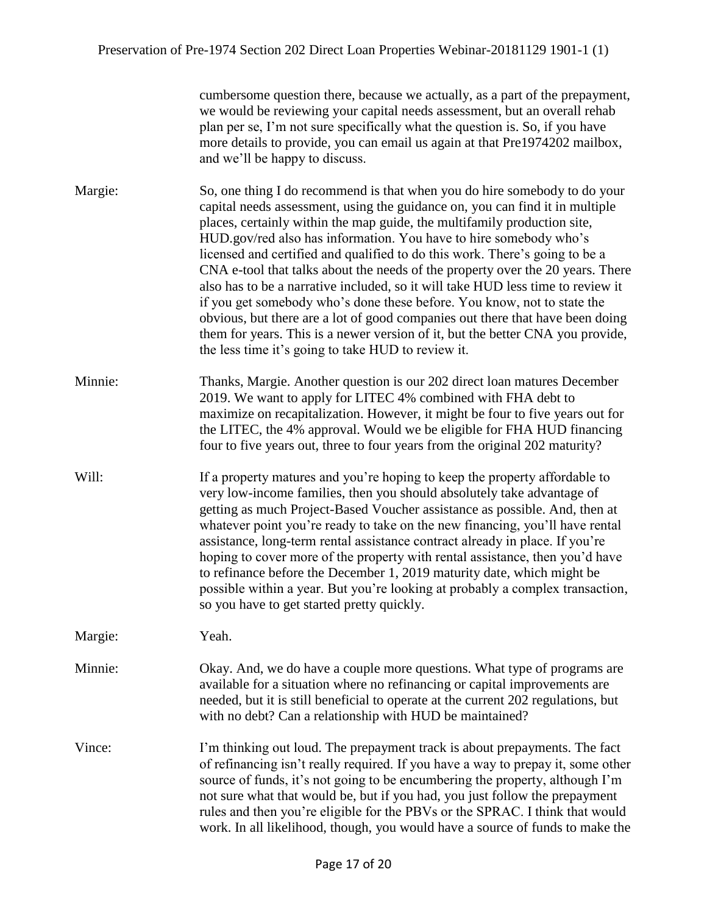cumbersome question there, because we actually, as a part of the prepayment, we would be reviewing your capital needs assessment, but an overall rehab plan per se, I'm not sure specifically what the question is. So, if you have more details to provide, you can email us again at that Pre1974202 mailbox, and we'll be happy to discuss.

Margie: So, one thing I do recommend is that when you do hire somebody to do your capital needs assessment, using the guidance on, you can find it in multiple places, certainly within the map guide, the multifamily production site, HUD.gov/red also has information. You have to hire somebody who's licensed and certified and qualified to do this work. There's going to be a CNA e-tool that talks about the needs of the property over the 20 years. There also has to be a narrative included, so it will take HUD less time to review it if you get somebody who's done these before. You know, not to state the obvious, but there are a lot of good companies out there that have been doing them for years. This is a newer version of it, but the better CNA you provide, the less time it's going to take HUD to review it.

Minnie: Thanks, Margie. Another question is our 202 direct loan matures December 2019. We want to apply for LITEC 4% combined with FHA debt to maximize on recapitalization. However, it might be four to five years out for the LITEC, the 4% approval. Would we be eligible for FHA HUD financing four to five years out, three to four years from the original 202 maturity?

Will: If a property matures and you're hoping to keep the property affordable to very low-income families, then you should absolutely take advantage of getting as much Project-Based Voucher assistance as possible. And, then at whatever point you're ready to take on the new financing, you'll have rental assistance, long-term rental assistance contract already in place. If you're hoping to cover more of the property with rental assistance, then you'd have to refinance before the December 1, 2019 maturity date, which might be possible within a year. But you're looking at probably a complex transaction, so you have to get started pretty quickly.

Margie: Yeah.

Minnie: Okay. And, we do have a couple more questions. What type of programs are available for a situation where no refinancing or capital improvements are needed, but it is still beneficial to operate at the current 202 regulations, but with no debt? Can a relationship with HUD be maintained?

Vince: I'm thinking out loud. The prepayment track is about prepayments. The fact of refinancing isn't really required. If you have a way to prepay it, some other source of funds, it's not going to be encumbering the property, although I'm not sure what that would be, but if you had, you just follow the prepayment rules and then you're eligible for the PBVs or the SPRAC. I think that would work. In all likelihood, though, you would have a source of funds to make the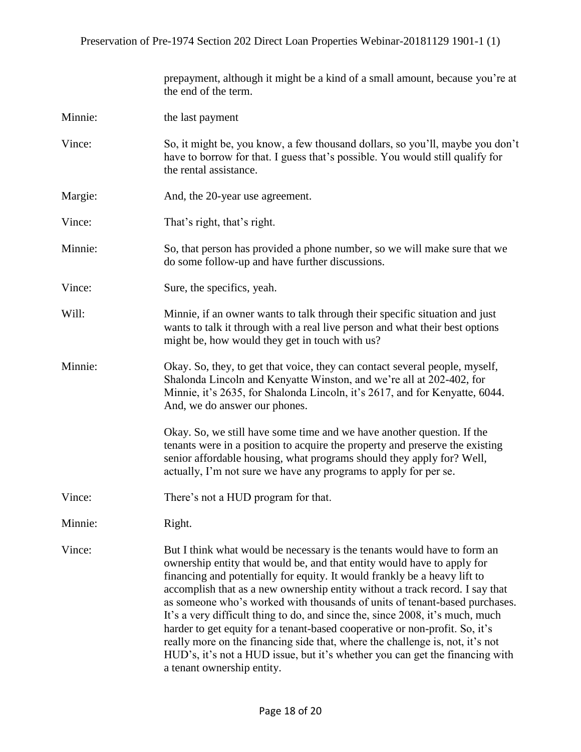prepayment, although it might be a kind of a small amount, because you're at the end of the term.

Minnie: the last payment

Vince: So, it might be, you know, a few thousand dollars, so you'll, maybe you don't have to borrow for that. I guess that's possible. You would still qualify for the rental assistance.

Margie: And, the 20-year use agreement.

Vince: That's right, that's right.

Minnie: So, that person has provided a phone number, so we will make sure that we do some follow-up and have further discussions.

Vince: Sure, the specifics, yeah.

Will: Minnie, if an owner wants to talk through their specific situation and just wants to talk it through with a real live person and what their best options might be, how would they get in touch with us?

Minnie: Okay. So, they, to get that voice, they can contact several people, myself, Shalonda Lincoln and Kenyatte Winston, and we're all at 202-402, for Minnie, it's 2635, for Shalonda Lincoln, it's 2617, and for Kenyatte, 6044. And, we do answer our phones.

Okay. So, we still have some time and we have another question. If the tenants were in a position to acquire the property and preserve the existing senior affordable housing, what programs should they apply for? Well, actually, I'm not sure we have any programs to apply for per se.

Vince: There's not a HUD program for that.

Minnie: Right.

Vince: But I think what would be necessary is the tenants would have to form an ownership entity that would be, and that entity would have to apply for financing and potentially for equity. It would frankly be a heavy lift to accomplish that as a new ownership entity without a track record. I say that as someone who's worked with thousands of units of tenant-based purchases. It's a very difficult thing to do, and since the, since 2008, it's much, much harder to get equity for a tenant-based cooperative or non-profit. So, it's really more on the financing side that, where the challenge is, not, it's not HUD's, it's not a HUD issue, but it's whether you can get the financing with a tenant ownership entity.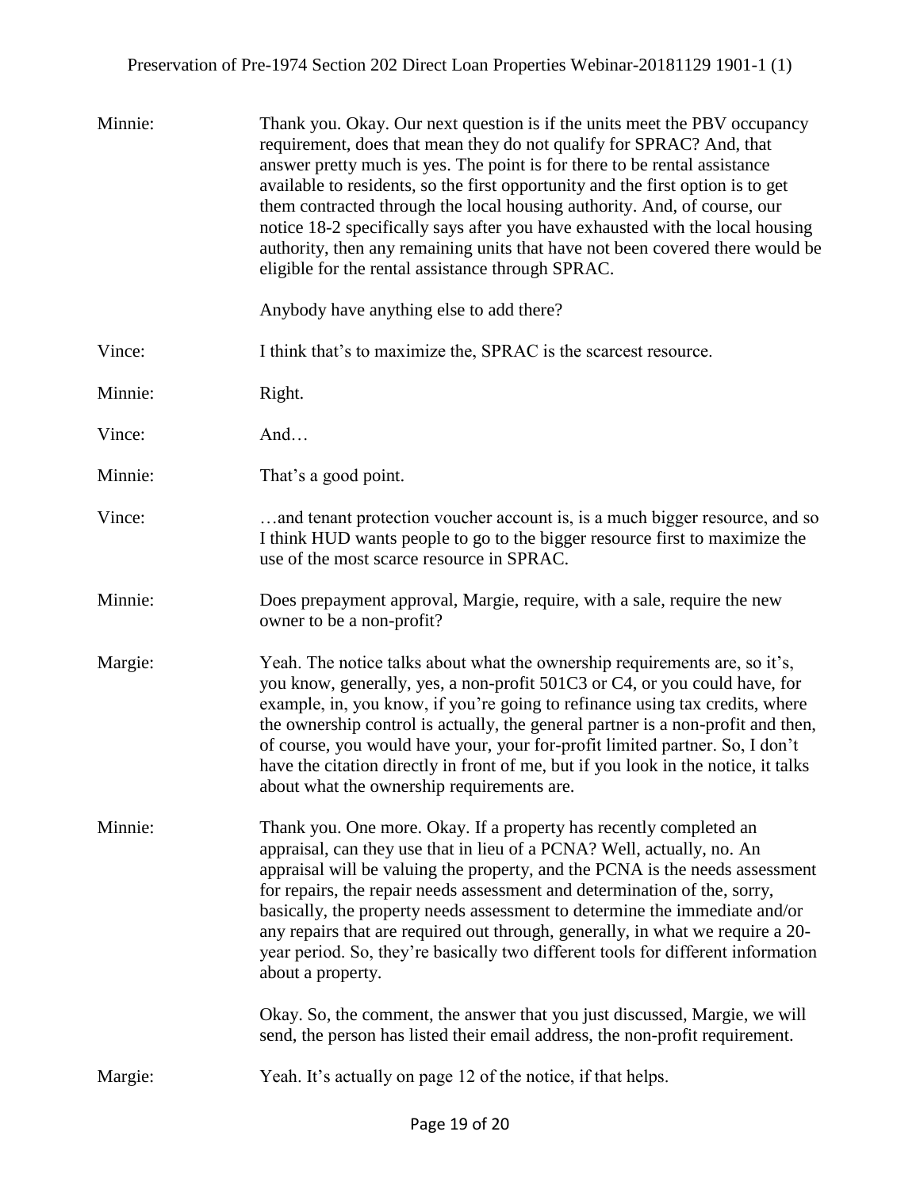Minnie: Thank you. Okay. Our next question is if the units meet the PBV occupancy requirement, does that mean they do not qualify for SPRAC? And, that answer pretty much is yes. The point is for there to be rental assistance available to residents, so the first opportunity and the first option is to get them contracted through the local housing authority. And, of course, our notice 18-2 specifically says after you have exhausted with the local housing authority, then any remaining units that have not been covered there would be eligible for the rental assistance through SPRAC.

Anybody have anything else to add there?

Vince: I think that's to maximize the, SPRAC is the scarcest resource.

Minnie: Right.

Vince: And…

Minnie: That's a good point.

Vince: …and tenant protection voucher account is, is a much bigger resource, and so I think HUD wants people to go to the bigger resource first to maximize the use of the most scarce resource in SPRAC.

Minnie: Does prepayment approval, Margie, require, with a sale, require the new owner to be a non-profit?

Margie: Yeah. The notice talks about what the ownership requirements are, so it's, you know, generally, yes, a non-profit 501C3 or C4, or you could have, for example, in, you know, if you're going to refinance using tax credits, where the ownership control is actually, the general partner is a non-profit and then, of course, you would have your, your for-profit limited partner. So, I don't have the citation directly in front of me, but if you look in the notice, it talks about what the ownership requirements are.

Minnie: Thank you. One more. Okay. If a property has recently completed an appraisal, can they use that in lieu of a PCNA? Well, actually, no. An appraisal will be valuing the property, and the PCNA is the needs assessment for repairs, the repair needs assessment and determination of the, sorry, basically, the property needs assessment to determine the immediate and/or any repairs that are required out through, generally, in what we require a 20-year period. So, they're basically two different tools for different information about a property.

Okay. So, the comment, the answer that you just discussed, Margie, we will send, the person has listed their email address, the non-profit requirement.

Margie: Yeah. It's actually on page 12 of the notice, if that helps.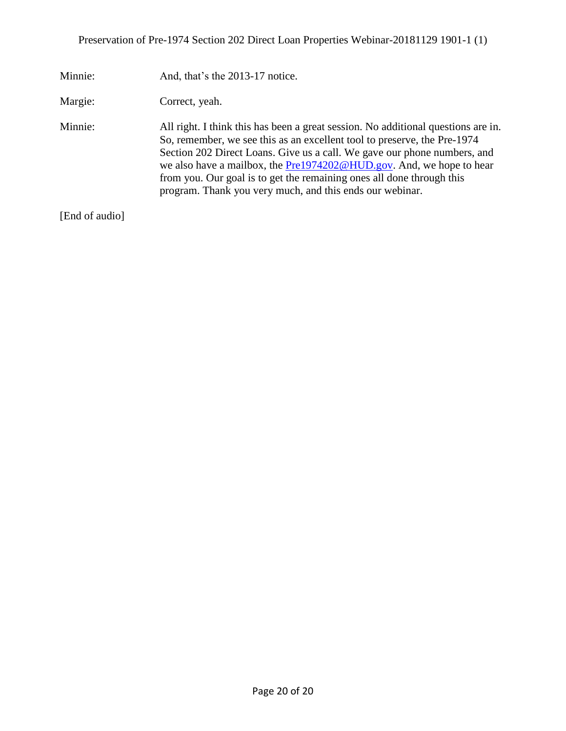Minnie: And, that’s the 2013-17 notice.

Margie: Correct, yeah.

Minnie: All right. I think this has been a great session. No additional questions are in. So, remember, we see this as an excellent tool to preserve, the Pre-1974 Section 202 Direct Loans. Give us a call. We gave our phone numbers, and we also have a mailbox, the Pre1974202@HUD.gov. And, we hope to hear from you. Our goal is to get the remaining ones all done through this program. Thank you very much, and this ends our webinar.

[End of audio]